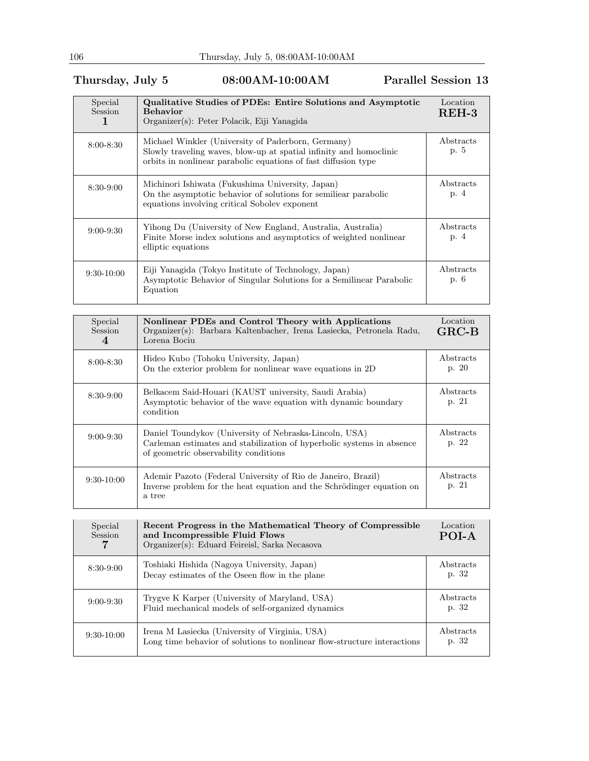## Thursday, July 5 08:00AM-10:00AM Parallel Session 13

| Special Session 1 | **Qualitative Studies of PDEs: Entire Solutions and Asymptotic Behavior**<br>Organizer(s): Peter Polacik, Eiji Yanagida | Location **REH-3** |
|---|---|---|
| 8:00-8:30 | Michael Winkler (University of Paderborn, Germany)<br>Slowly traveling waves, blow-up at spatial infinity and homoclinic orbits in nonlinear parabolic equations of fast diffusion type | Abstracts p. 5 |
| 8:30-9:00 | Michinori Ishiwata (Fukushima University, Japan)<br>On the asymptotic behavior of solutions for semiliear parabolic equations involving critical Sobolev exponent | Abstracts p. 4 |
| 9:00-9:30 | Yihong Du (University of New England, Australia, Australia)<br>Finite Morse index solutions and asymptotics of weighted nonlinear elliptic equations | Abstracts p. 4 |
| 9:30-10:00 | Eiji Yanagida (Tokyo Institute of Technology, Japan)<br>Asymptotic Behavior of Singular Solutions for a Semilinear Parabolic Equation | Abstracts p. 6 |

| Special Session 4 | **Nonlinear PDEs and Control Theory with Applications**<br>Organizer(s): Barbara Kaltenbacher, Irena Lasiecka, Petronela Radu, Lorena Bociu | Location **GRC-B** |
|---|---|---|
| 8:00-8:30 | Hideo Kubo (Tohoku University, Japan)<br>On the exterior problem for nonlinear wave equations in 2D | Abstracts p. 20 |
| 8:30-9:00 | Belkacem Said-Houari (KAUST university, Saudi Arabia)<br>Asymptotic behavior of the wave equation with dynamic boundary condition | Abstracts p. 21 |
| 9:00-9:30 | Daniel Toundykov (University of Nebraska-Lincoln, USA)<br>Carleman estimates and stabilization of hyperbolic systems in absence of geometric observability conditions | Abstracts p. 22 |
| 9:30-10:00 | Ademir Pazoto (Federal University of Rio de Janeiro, Brazil)<br>Inverse problem for the heat equation and the Schrödinger equation on a tree | Abstracts p. 21 |

| Special Session 7 | **Recent Progress in the Mathematical Theory of Compressible and Incompressible Fluid Flows**<br>Organizer(s): Eduard Feireisl, Sarka Necasova | Location **POI-A** |
|---|---|---|
| 8:30-9:00 | Toshiaki Hishida (Nagoya University, Japan)<br>Decay estimates of the Oseen flow in the plane | Abstracts p. 32 |
| 9:00-9:30 | Trygve K Karper (University of Maryland, USA)<br>Fluid mechanical models of self-organized dynamics | Abstracts p. 32 |
| 9:30-10:00 | Irena M Lasiecka (University of Virginia, USA)<br>Long time behavior of solutions to nonlinear flow-structure interactions | Abstracts p. 32 |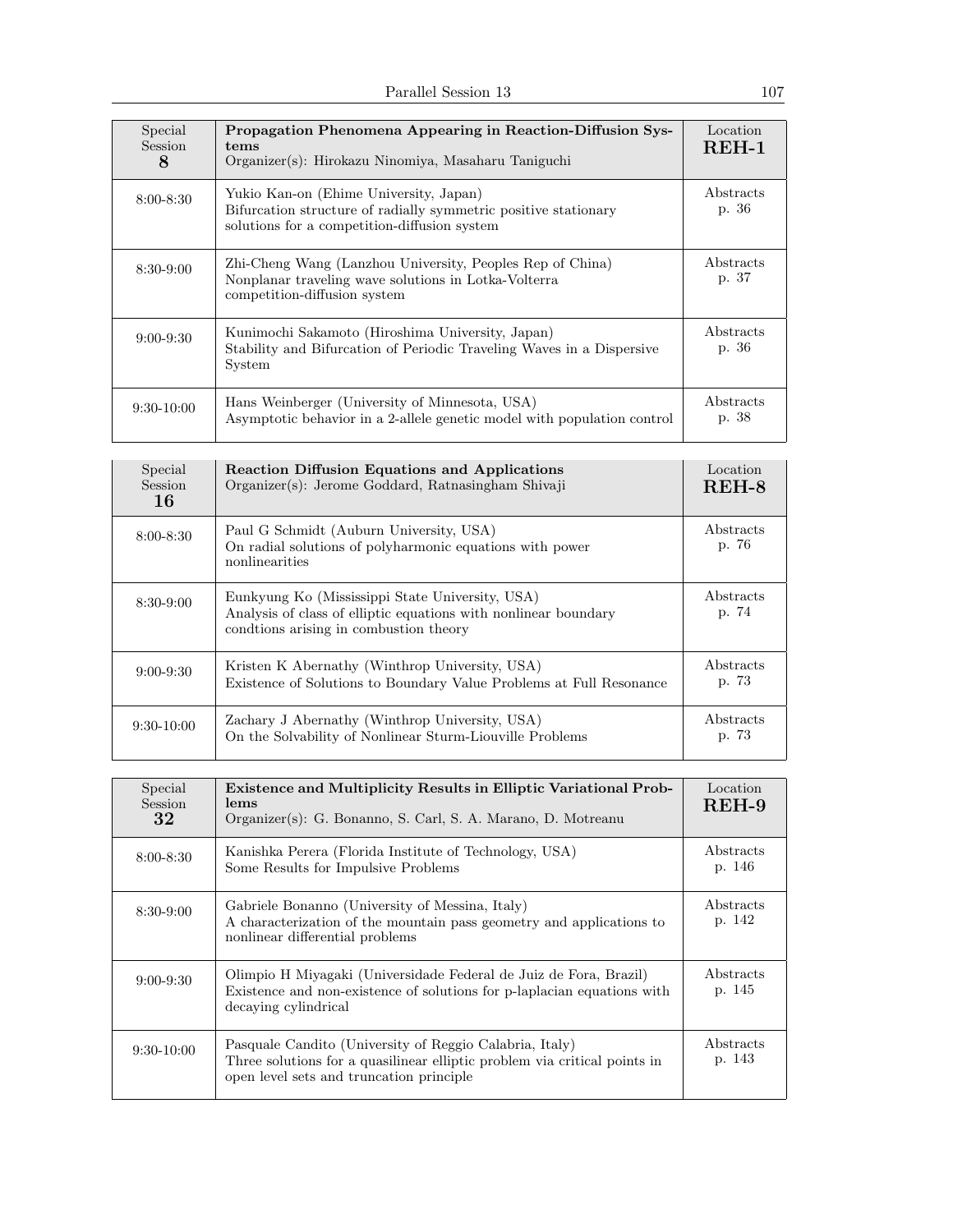| Special Session **8** | **Propagation Phenomena Appearing in Reaction-Diffusion Systems**<br>Organizer(s): Hirokazu Ninomiya, Masaharu Taniguchi | Location **REH-1** |
|---|---|---|
| 8:00-8:30 | Yukio Kan-on (Ehime University, Japan)<br>Bifurcation structure of radially symmetric positive stationary solutions for a competition-diffusion system | Abstracts p. 36 |
| 8:30-9:00 | Zhi-Cheng Wang (Lanzhou University, Peoples Rep of China)<br>Nonplanar traveling wave solutions in Lotka-Volterra competition-diffusion system | Abstracts p. 37 |
| 9:00-9:30 | Kunimochi Sakamoto (Hiroshima University, Japan)<br>Stability and Bifurcation of Periodic Traveling Waves in a Dispersive System | Abstracts p. 36 |
| 9:30-10:00 | Hans Weinberger (University of Minnesota, USA)<br>Asymptotic behavior in a 2-allele genetic model with population control | Abstracts p. 38 |

| Special Session **16** | **Reaction Diffusion Equations and Applications**<br>Organizer(s): Jerome Goddard, Ratnasingham Shivaji | Location **REH-8** |
|---|---|---|
| 8:00-8:30 | Paul G Schmidt (Auburn University, USA)<br>On radial solutions of polyharmonic equations with power nonlinearities | Abstracts p. 76 |
| 8:30-9:00 | Eunkyung Ko (Mississippi State University, USA)<br>Analysis of class of elliptic equations with nonlinear boundary condtions arising in combustion theory | Abstracts p. 74 |
| 9:00-9:30 | Kristen K Abernathy (Winthrop University, USA)<br>Existence of Solutions to Boundary Value Problems at Full Resonance | Abstracts p. 73 |
| 9:30-10:00 | Zachary J Abernathy (Winthrop University, USA)<br>On the Solvability of Nonlinear Sturm-Liouville Problems | Abstracts p. 73 |

| Special Session **32** | **Existence and Multiplicity Results in Elliptic Variational Problems**<br>Organizer(s): G. Bonanno, S. Carl, S. A. Marano, D. Motreanu | Location **REH-9** |
|---|---|---|
| 8:00-8:30 | Kanishka Perera (Florida Institute of Technology, USA)<br>Some Results for Impulsive Problems | Abstracts p. 146 |
| 8:30-9:00 | Gabriele Bonanno (University of Messina, Italy)<br>A characterization of the mountain pass geometry and applications to nonlinear differential problems | Abstracts p. 142 |
| 9:00-9:30 | Olimpio H Miyagaki (Universidade Federal de Juiz de Fora, Brazil)<br>Existence and non-existence of solutions for p-laplacian equations with decaying cylindrical | Abstracts p. 145 |
| 9:30-10:00 | Pasquale Candito (University of Reggio Calabria, Italy)<br>Three solutions for a quasilinear elliptic problem via critical points in open level sets and truncation principle | Abstracts p. 143 |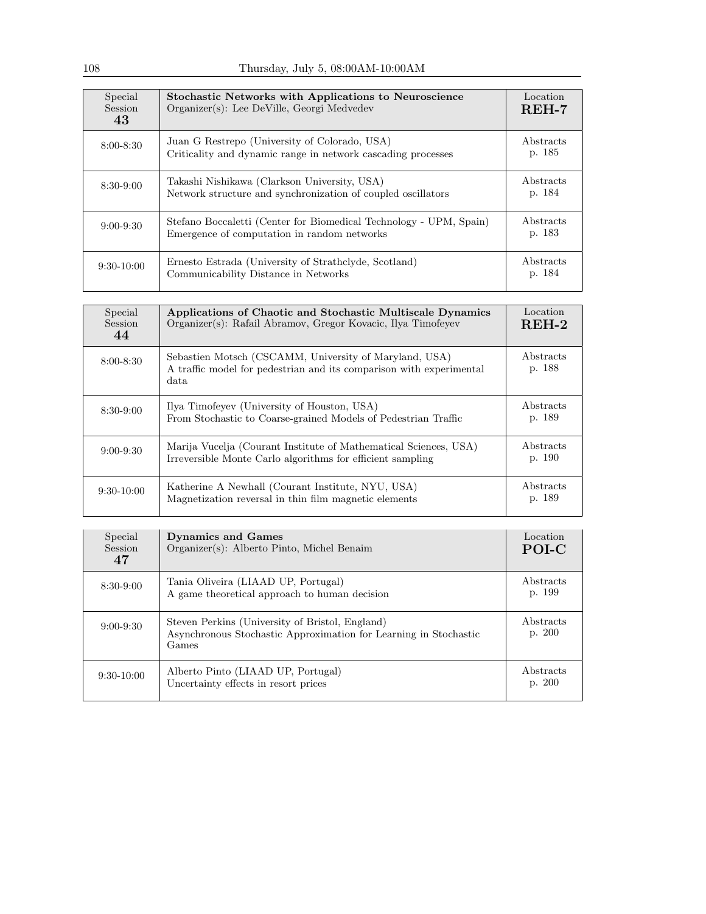| Special Session 43 | **Stochastic Networks with Applications to Neuroscience** Organizer(s): Lee DeVille, Georgi Medvedev | Location **REH-7** |
|---|---|---|
| 8:00-8:30 | Juan G Restrepo (University of Colorado, USA) Criticality and dynamic range in network cascading processes | Abstracts p. 185 |
| 8:30-9:00 | Takashi Nishikawa (Clarkson University, USA) Network structure and synchronization of coupled oscillators | Abstracts p. 184 |
| 9:00-9:30 | Stefano Boccaletti (Center for Biomedical Technology - UPM, Spain) Emergence of computation in random networks | Abstracts p. 183 |
| 9:30-10:00 | Ernesto Estrada (University of Strathclyde, Scotland) Communicability Distance in Networks | Abstracts p. 184 |

| Special Session 44 | **Applications of Chaotic and Stochastic Multiscale Dynamics** Organizer(s): Rafail Abramov, Gregor Kovacic, Ilya Timofeyev | Location **REH-2** |
|---|---|---|
| 8:00-8:30 | Sebastien Motsch (CSCAMM, University of Maryland, USA) A traffic model for pedestrian and its comparison with experimental data | Abstracts p. 188 |
| 8:30-9:00 | Ilya Timofeyev (University of Houston, USA) From Stochastic to Coarse-grained Models of Pedestrian Traffic | Abstracts p. 189 |
| 9:00-9:30 | Marija Vucelja (Courant Institute of Mathematical Sciences, USA) Irreversible Monte Carlo algorithms for efficient sampling | Abstracts p. 190 |
| 9:30-10:00 | Katherine A Newhall (Courant Institute, NYU, USA) Magnetization reversal in thin film magnetic elements | Abstracts p. 189 |

| Special Session 47 | **Dynamics and Games** Organizer(s): Alberto Pinto, Michel Benaim | Location **POI-C** |
|---|---|---|
| 8:30-9:00 | Tania Oliveira (LIAAD UP, Portugal) A game theoretical approach to human decision | Abstracts p. 199 |
| 9:00-9:30 | Steven Perkins (University of Bristol, England) Asynchronous Stochastic Approximation for Learning in Stochastic Games | Abstracts p. 200 |
| 9:30-10:00 | Alberto Pinto (LIAAD UP, Portugal) Uncertainty effects in resort prices | Abstracts p. 200 |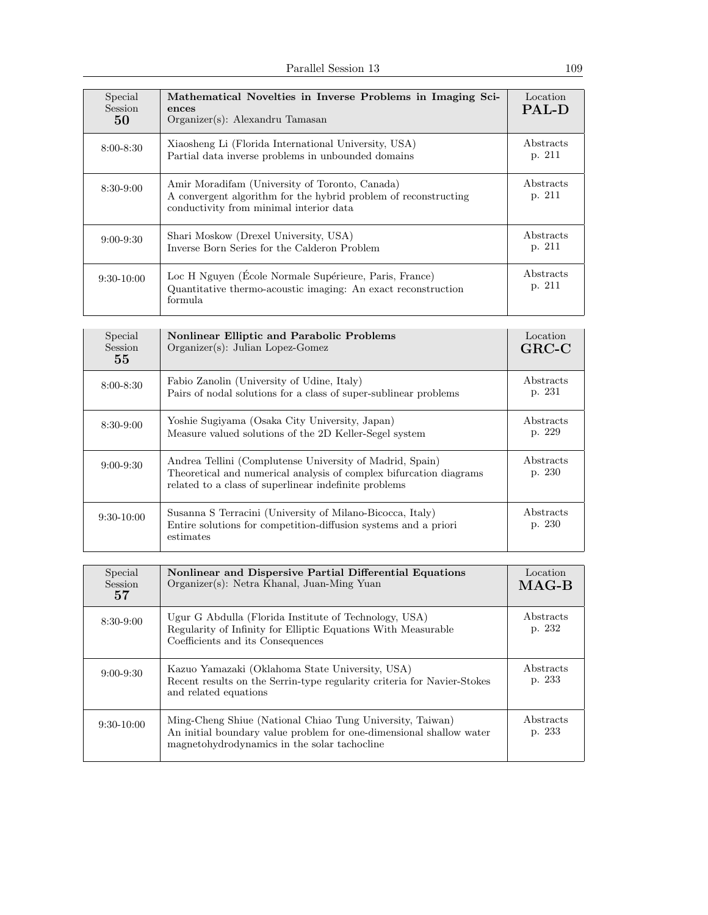| Special Session 50 | **Mathematical Novelties in Inverse Problems in Imaging Sciences**<br>Organizer(s): Alexandru Tamasan | Location **PAL-D** |
|---|---|---|
| 8:00-8:30 | Xiaosheng Li (Florida International University, USA)<br>Partial data inverse problems in unbounded domains | Abstracts p. 211 |
| 8:30-9:00 | Amir Moradifam (University of Toronto, Canada)<br>A convergent algorithm for the hybrid problem of reconstructing conductivity from minimal interior data | Abstracts p. 211 |
| 9:00-9:30 | Shari Moskow (Drexel University, USA)<br>Inverse Born Series for the Calderon Problem | Abstracts p. 211 |
| 9:30-10:00 | Loc H Nguyen (École Normale Supérieure, Paris, France)<br>Quantitative thermo-acoustic imaging: An exact reconstruction formula | Abstracts p. 211 |

| Special Session 55 | **Nonlinear Elliptic and Parabolic Problems**<br>Organizer(s): Julian Lopez-Gomez | Location **GRC-C** |
|---|---|---|
| 8:00-8:30 | Fabio Zanolin (University of Udine, Italy)<br>Pairs of nodal solutions for a class of super-sublinear problems | Abstracts p. 231 |
| 8:30-9:00 | Yoshie Sugiyama (Osaka City University, Japan)<br>Measure valued solutions of the 2D Keller-Segel system | Abstracts p. 229 |
| 9:00-9:30 | Andrea Tellini (Complutense University of Madrid, Spain)<br>Theoretical and numerical analysis of complex bifurcation diagrams related to a class of superlinear indefinite problems | Abstracts p. 230 |
| 9:30-10:00 | Susanna S Terracini (University of Milano-Bicocca, Italy)<br>Entire solutions for competition-diffusion systems and a priori estimates | Abstracts p. 230 |

| Special Session 57 | **Nonlinear and Dispersive Partial Differential Equations**<br>Organizer(s): Netra Khanal, Juan-Ming Yuan | Location **MAG-B** |
|---|---|---|
| 8:30-9:00 | Ugur G Abdulla (Florida Institute of Technology, USA)<br>Regularity of Infinity for Elliptic Equations With Measurable Coefficients and its Consequences | Abstracts p. 232 |
| 9:00-9:30 | Kazuo Yamazaki (Oklahoma State University, USA)<br>Recent results on the Serrin-type regularity criteria for Navier-Stokes and related equations | Abstracts p. 233 |
| 9:30-10:00 | Ming-Cheng Shiue (National Chiao Tung University, Taiwan)<br>An initial boundary value problem for one-dimensional shallow water magnetohydrodynamics in the solar tachocline | Abstracts p. 233 |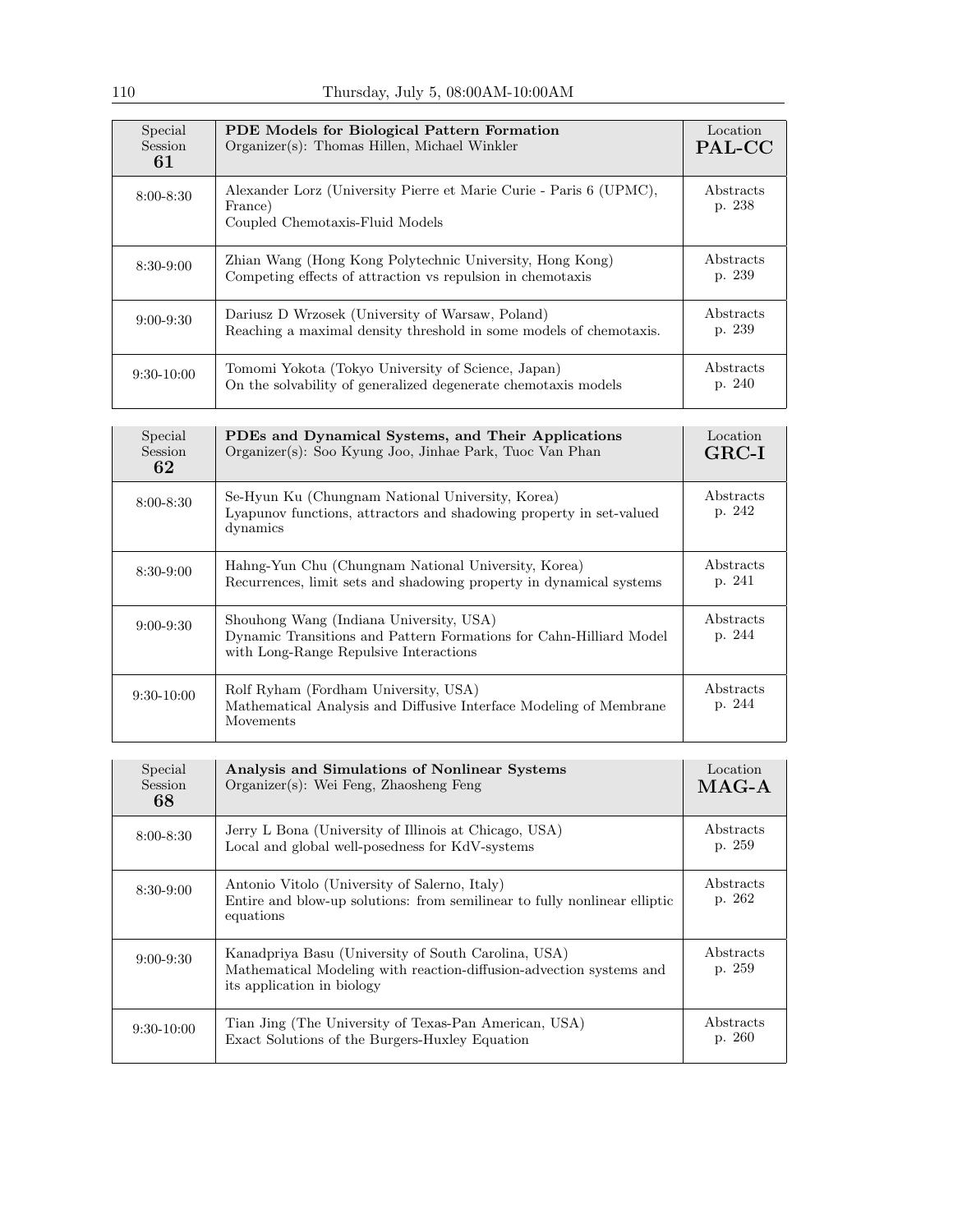| Special Session 61 | **PDE Models for Biological Pattern Formation** Organizer(s): Thomas Hillen, Michael Winkler | Location **PAL-CC** |
|---|---|---|
| 8:00-8:30 | Alexander Lorz (University Pierre et Marie Curie - Paris 6 (UPMC), France) Coupled Chemotaxis-Fluid Models | Abstracts p. 238 |
| 8:30-9:00 | Zhian Wang (Hong Kong Polytechnic University, Hong Kong) Competing effects of attraction vs repulsion in chemotaxis | Abstracts p. 239 |
| 9:00-9:30 | Dariusz D Wrzosek (University of Warsaw, Poland) Reaching a maximal density threshold in some models of chemotaxis. | Abstracts p. 239 |
| 9:30-10:00 | Tomomi Yokota (Tokyo University of Science, Japan) On the solvability of generalized degenerate chemotaxis models | Abstracts p. 240 |

| Special Session 62 | **PDEs and Dynamical Systems, and Their Applications** Organizer(s): Soo Kyung Joo, Jinhae Park, Tuoc Van Phan | Location **GRC-I** |
|---|---|---|
| 8:00-8:30 | Se-Hyun Ku (Chungnam National University, Korea) Lyapunov functions, attractors and shadowing property in set-valued dynamics | Abstracts p. 242 |
| 8:30-9:00 | Hahng-Yun Chu (Chungnam National University, Korea) Recurrences, limit sets and shadowing property in dynamical systems | Abstracts p. 241 |
| 9:00-9:30 | Shouhong Wang (Indiana University, USA) Dynamic Transitions and Pattern Formations for Cahn-Hilliard Model with Long-Range Repulsive Interactions | Abstracts p. 244 |
| 9:30-10:00 | Rolf Ryham (Fordham University, USA) Mathematical Analysis and Diffusive Interface Modeling of Membrane Movements | Abstracts p. 244 |

| Special Session 68 | **Analysis and Simulations of Nonlinear Systems** Organizer(s): Wei Feng, Zhaosheng Feng | Location **MAG-A** |
|---|---|---|
| 8:00-8:30 | Jerry L Bona (University of Illinois at Chicago, USA) Local and global well-posedness for KdV-systems | Abstracts p. 259 |
| 8:30-9:00 | Antonio Vitolo (University of Salerno, Italy) Entire and blow-up solutions: from semilinear to fully nonlinear elliptic equations | Abstracts p. 262 |
| 9:00-9:30 | Kanadpriya Basu (University of South Carolina, USA) Mathematical Modeling with reaction-diffusion-advection systems and its application in biology | Abstracts p. 259 |
| 9:30-10:00 | Tian Jing (The University of Texas-Pan American, USA) Exact Solutions of the Burgers-Huxley Equation | Abstracts p. 260 |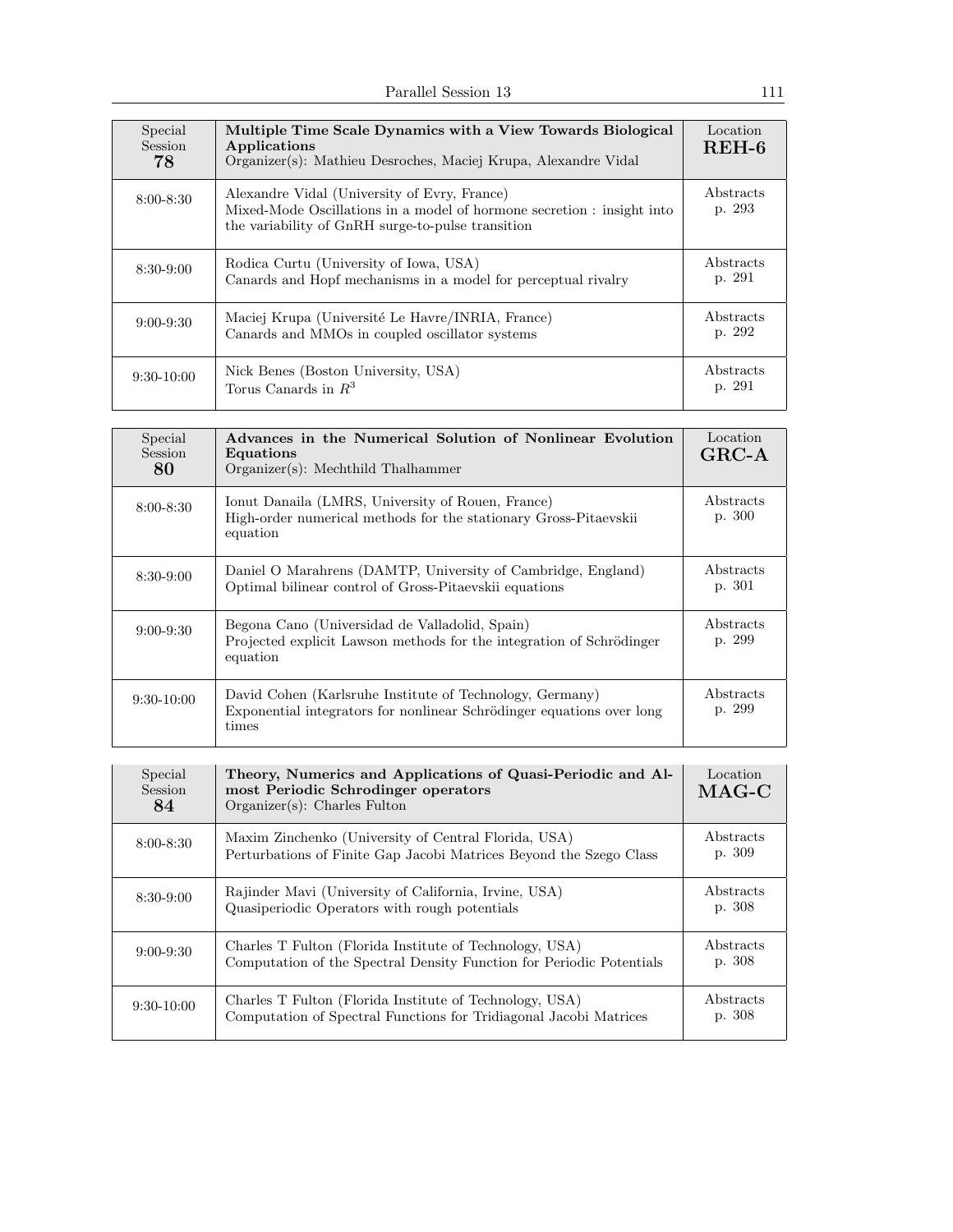| Special Session 78 | **Multiple Time Scale Dynamics with a View Towards Biological Applications**<br>Organizer(s): Mathieu Desroches, Maciej Krupa, Alexandre Vidal | Location **REH-6** |
|---|---|---|
| 8:00-8:30 | Alexandre Vidal (University of Evry, France)<br>Mixed-Mode Oscillations in a model of hormone secretion : insight into the variability of GnRH surge-to-pulse transition | Abstracts p. 293 |
| 8:30-9:00 | Rodica Curtu (University of Iowa, USA)<br>Canards and Hopf mechanisms in a model for perceptual rivalry | Abstracts p. 291 |
| 9:00-9:30 | Maciej Krupa (Université Le Havre/INRIA, France)<br>Canards and MMOs in coupled oscillator systems | Abstracts p. 292 |
| 9:30-10:00 | Nick Benes (Boston University, USA)<br>Torus Canards in $R^3$ | Abstracts p. 291 |

| Special Session 80 | **Advances in the Numerical Solution of Nonlinear Evolution Equations**<br>Organizer(s): Mechthild Thalhammer | Location **GRC-A** |
|---|---|---|
| 8:00-8:30 | Ionut Danaila (LMRS, University of Rouen, France)<br>High-order numerical methods for the stationary Gross-Pitaevskii equation | Abstracts p. 300 |
| 8:30-9:00 | Daniel O Marahrens (DAMTP, University of Cambridge, England)<br>Optimal bilinear control of Gross-Pitaevskii equations | Abstracts p. 301 |
| 9:00-9:30 | Begona Cano (Universidad de Valladolid, Spain)<br>Projected explicit Lawson methods for the integration of Schrödinger equation | Abstracts p. 299 |
| 9:30-10:00 | David Cohen (Karlsruhe Institute of Technology, Germany)<br>Exponential integrators for nonlinear Schrödinger equations over long times | Abstracts p. 299 |

| Special Session 84 | **Theory, Numerics and Applications of Quasi-Periodic and Almost Periodic Schrodinger operators**<br>Organizer(s): Charles Fulton | Location **MAG-C** |
|---|---|---|
| 8:00-8:30 | Maxim Zinchenko (University of Central Florida, USA)<br>Perturbations of Finite Gap Jacobi Matrices Beyond the Szego Class | Abstracts p. 309 |
| 8:30-9:00 | Rajinder Mavi (University of California, Irvine, USA)<br>Quasiperiodic Operators with rough potentials | Abstracts p. 308 |
| 9:00-9:30 | Charles T Fulton (Florida Institute of Technology, USA)<br>Computation of the Spectral Density Function for Periodic Potentials | Abstracts p. 308 |
| 9:30-10:00 | Charles T Fulton (Florida Institute of Technology, USA)<br>Computation of Spectral Functions for Tridiagonal Jacobi Matrices | Abstracts p. 308 |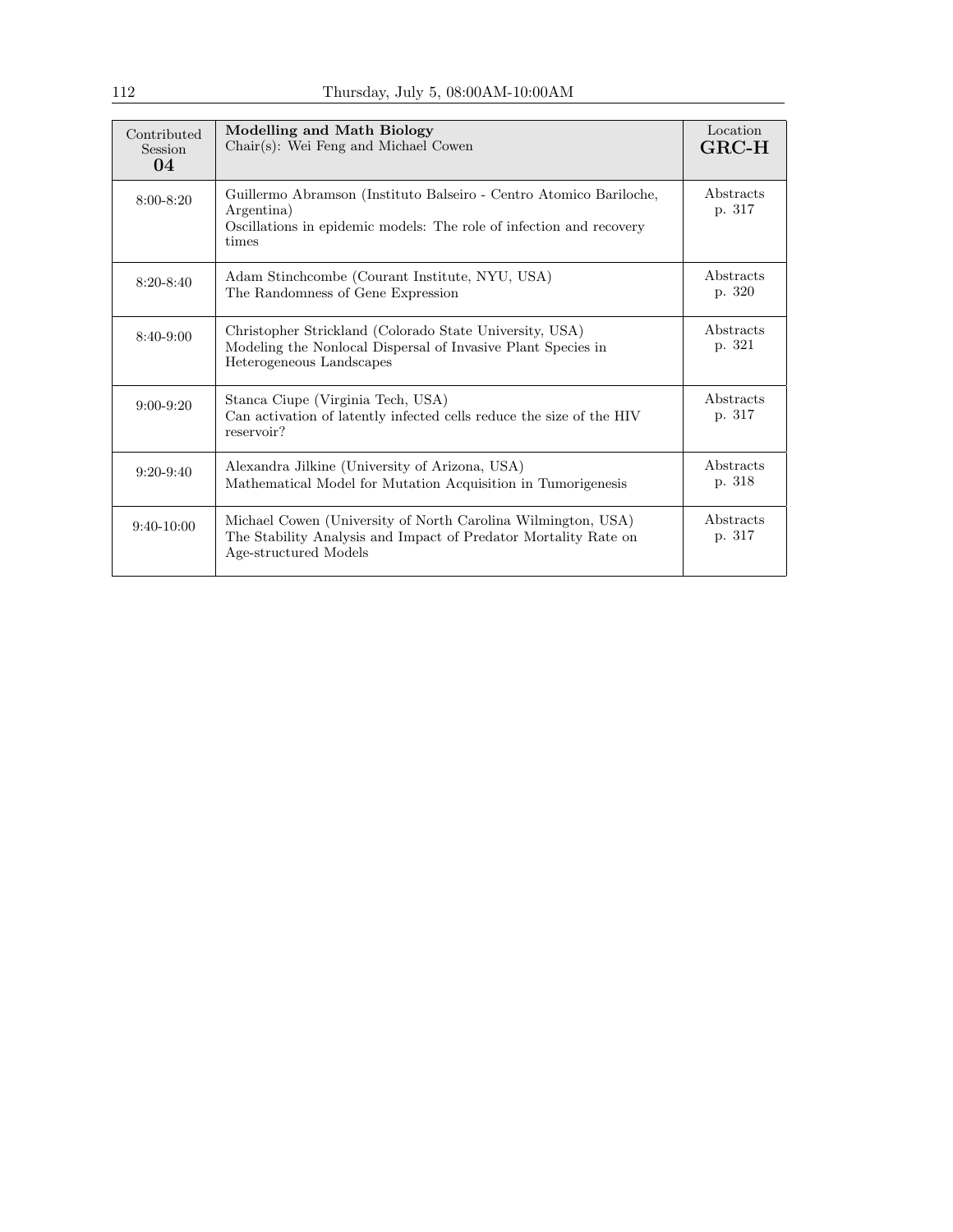| Contributed Session **04** | **Modelling and Math Biology** Chair(s): Wei Feng and Michael Cowen | Location **GRC-H** |
|---|---|---|
| 8:00-8:20 | Guillermo Abramson (Instituto Balseiro - Centro Atomico Bariloche, Argentina) Oscillations in epidemic models: The role of infection and recovery times | Abstracts p. 317 |
| 8:20-8:40 | Adam Stinchcombe (Courant Institute, NYU, USA) The Randomness of Gene Expression | Abstracts p. 320 |
| 8:40-9:00 | Christopher Strickland (Colorado State University, USA) Modeling the Nonlocal Dispersal of Invasive Plant Species in Heterogeneous Landscapes | Abstracts p. 321 |
| 9:00-9:20 | Stanca Ciupe (Virginia Tech, USA) Can activation of latently infected cells reduce the size of the HIV reservoir? | Abstracts p. 317 |
| 9:20-9:40 | Alexandra Jilkine (University of Arizona, USA) Mathematical Model for Mutation Acquisition in Tumorigenesis | Abstracts p. 318 |
| 9:40-10:00 | Michael Cowen (University of North Carolina Wilmington, USA) The Stability Analysis and Impact of Predator Mortality Rate on Age-structured Models | Abstracts p. 317 |